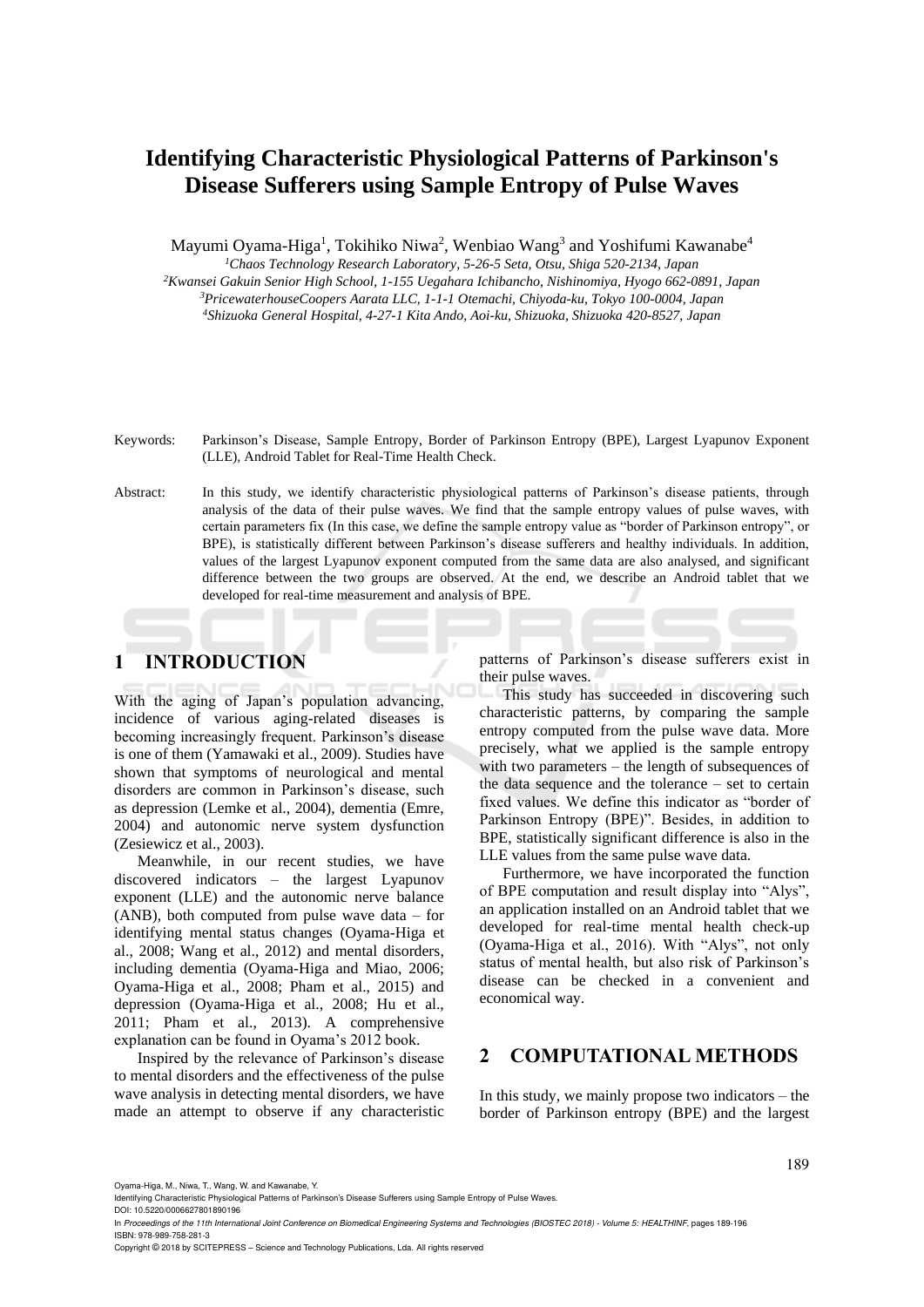# Identifying Characteristic Physiological Patterns of Parkinson's Disease Sufferers using Sample Entropy of Pulse Waves

Mayumi Oyama-Higa[1], Tokihiko Niwa[2], Wenbiao Wang[3] and Yoshifumi Kawanabe[4]

[1]*Chaos Technology Research Laboratory, 5-26-5 Seta, Otsu, Shiga 520-2134, Japan*
[2]*Kwansei Gakuin Senior High School, 1-155 Uegahara Ichibancho, Nishinomiya, Hyogo 662-0891, Japan*
[3]*PricewaterhouseCoopers Aarata LLC, 1-1-1 Otemachi, Chiyoda-ku, Tokyo 100-0004, Japan*
[4]*Shizuoka General Hospital, 4-27-1 Kita Ando, Aoi-ku, Shizuoka, Shizuoka 420-8527, Japan*

Keywords: Parkinson's Disease, Sample Entropy, Border of Parkinson Entropy (BPE), Largest Lyapunov Exponent (LLE), Android Tablet for Real-Time Health Check.

Abstract: In this study, we identify characteristic physiological patterns of Parkinson's disease patients, through analysis of the data of their pulse waves. We find that the sample entropy values of pulse waves, with certain parameters fix (In this case, we define the sample entropy value as "border of Parkinson entropy", or BPE), is statistically different between Parkinson's disease sufferers and healthy individuals. In addition, values of the largest Lyapunov exponent computed from the same data are also analysed, and significant difference between the two groups are observed. At the end, we describe an Android tablet that we developed for real-time measurement and analysis of BPE.

## 1 INTRODUCTION

With the aging of Japan's population advancing, incidence of various aging-related diseases is becoming increasingly frequent. Parkinson's disease is one of them (Yamawaki et al., 2009). Studies have shown that symptoms of neurological and mental disorders are common in Parkinson's disease, such as depression (Lemke et al., 2004), dementia (Emre, 2004) and autonomic nerve system dysfunction (Zesiewicz et al., 2003).

Meanwhile, in our recent studies, we have discovered indicators – the largest Lyapunov exponent (LLE) and the autonomic nerve balance (ANB), both computed from pulse wave data – for identifying mental status changes (Oyama-Higa et al., 2008; Wang et al., 2012) and mental disorders, including dementia (Oyama-Higa and Miao, 2006; Oyama-Higa et al., 2008; Pham et al., 2015) and depression (Oyama-Higa et al., 2008; Hu et al., 2011; Pham et al., 2013). A comprehensive explanation can be found in Oyama's 2012 book.

Inspired by the relevance of Parkinson's disease to mental disorders and the effectiveness of the pulse wave analysis in detecting mental disorders, we have made an attempt to observe if any characteristic patterns of Parkinson's disease sufferers exist in their pulse waves.

This study has succeeded in discovering such characteristic patterns, by comparing the sample entropy computed from the pulse wave data. More precisely, what we applied is the sample entropy with two parameters – the length of subsequences of the data sequence and the tolerance – set to certain fixed values. We define this indicator as "border of Parkinson Entropy (BPE)". Besides, in addition to BPE, statistically significant difference is also in the LLE values from the same pulse wave data.

Furthermore, we have incorporated the function of BPE computation and result display into "Alys", an application installed on an Android tablet that we developed for real-time mental health check-up (Oyama-Higa et al., 2016). With "Alys", not only status of mental health, but also risk of Parkinson's disease can be checked in a convenient and economical way.

## 2 COMPUTATIONAL METHODS

In this study, we mainly propose two indicators – the border of Parkinson entropy (BPE) and the largest

Oyama-Higa, M., Niwa, T., Wang, W. and Kawanabe, Y.
Identifying Characteristic Physiological Patterns of Parkinson's Disease Sufferers using Sample Entropy of Pulse Waves.
DOI: 10.5220/0006627801890196
In *Proceedings of the 11th International Joint Conference on Biomedical Engineering Systems and Technologies (BIOSTEC 2018) - Volume 5: HEALTHINF*, pages 189-196
ISBN: 978-989-758-281-3
Copyright © 2018 by SCITEPRESS – Science and Technology Publications, Lda. All rights reserved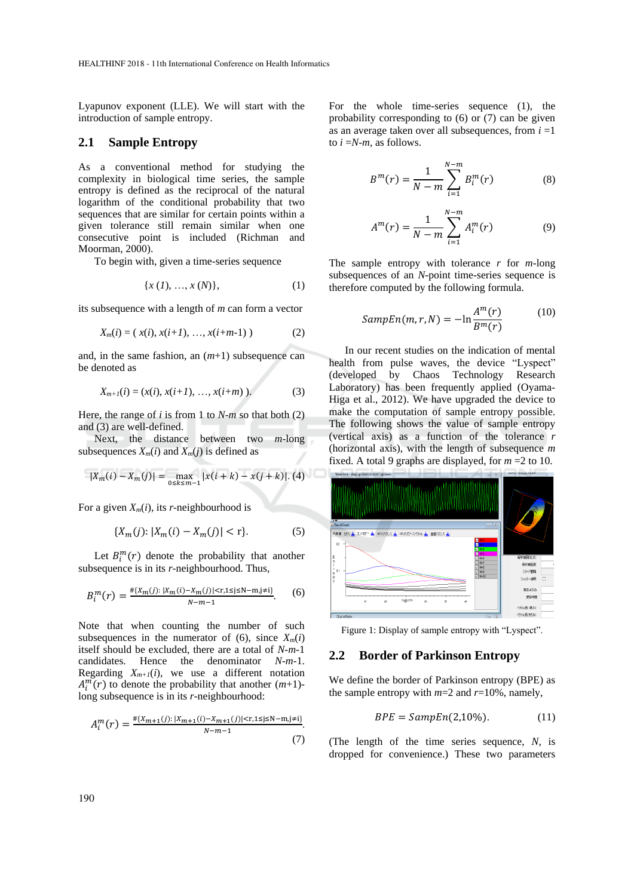Lyapunov exponent (LLE). We will start with the introduction of sample entropy.

## 2.1 Sample Entropy

As a conventional method for studying the complexity in biological time series, the sample entropy is defined as the reciprocal of the natural logarithm of the conditional probability that two sequences that are similar for certain points within a given tolerance still remain similar when one consecutive point is included (Richman and Moorman, 2000).

To begin with, given a time-series sequence

$$\{x\,(1),\,\ldots,\,x\,(N)\},\tag{1}$$

its subsequence with a length of $m$ can form a vector

$$X_m(i) = (\,x(i),\,x(i+1),\,\ldots,\,x(i+m\text{-}1)\,)\tag{2}$$

and, in the same fashion, an $(m+1)$ subsequence can be denoted as

$$X_{m+1}(i) = (x(i),\,x(i+1),\,\ldots,\,x(i+m)\,).\tag{3}$$

Here, the range of $i$ is from 1 to $N$-$m$ so that both (2) and (3) are well-defined.

Next, the distance between two $m$-long subsequences $X_m(i)$ and $X_m(j)$ is defined as

$$|X_m(i) - X_m(j)| = \max_{0\le k\le m-1} |x(i+k) - x(j+k)|.\tag{4}$$

For a given $X_m(i)$, its $r$-neighbourhood is

$$\{X_m(j)\colon |X_m(i) - X_m(j)| < \mathrm{r}\}.\tag{5}$$

Let $B_i^m(r)$ denote the probability that another subsequence is in its $r$-neighbourhood. Thus,

$$B_i^m(r) = \frac{\#\{X_m(j)\colon |X_m(i)-X_m(j)|<\mathrm{r}, 1\le \mathrm{j}\le \mathrm{N}-\mathrm{m}, \mathrm{j}\ne \mathrm{i}\}}{N-m-1}.\tag{6}$$

Note that when counting the number of such subsequences in the numerator of (6), since $X_m(i)$ itself should be excluded, there are a total of $N$-$m$-1 candidates. Hence the denominator $N$-$m$-1. Regarding $X_{m+1}(i)$, we use a different notation $A_i^m(r)$ to denote the probability that another $(m+1)$-long subsequence is in its $r$-neighbourhood:

$$A_i^m(r) = \frac{\#\{X_{m+1}(j)\colon |X_{m+1}(i)-X_{m+1}(j)|<\mathrm{r}, 1\le \mathrm{j}\le \mathrm{N}-\mathrm{m}, \mathrm{j}\ne \mathrm{i}\}}{N-m-1}.\tag{7}$$

For the whole time-series sequence (1), the probability corresponding to (6) or (7) can be given as an average taken over all subsequences, from $i$ =1 to $i$ =$N$-$m$, as follows.

$$B^m(r) = \frac{1}{N-m}\sum_{i=1}^{N-m} B_i^m(r)\tag{8}$$

$$A^m(r) = \frac{1}{N-m}\sum_{i=1}^{N-m} A_i^m(r)\tag{9}$$

The sample entropy with tolerance $r$ for $m$-long subsequences of an $N$-point time-series sequence is therefore computed by the following formula.

$$SampEn(m, r, N) = -\ln\frac{A^m(r)}{B^m(r)}\tag{10}$$

In our recent studies on the indication of mental health from pulse waves, the device "Lyspect" (developed by Chaos Technology Research Laboratory) has been frequently applied (Oyama-Higa et al., 2012). We have upgraded the device to make the computation of sample entropy possible. The following shows the value of sample entropy (vertical axis) as a function of the tolerance $r$ (horizontal axis), with the length of subsequence $m$ fixed. A total 9 graphs are displayed, for $m$ =2 to 10.

Figure 1: Display of sample entropy with "Lyspect".

## 2.2 Border of Parkinson Entropy

We define the border of Parkinson entropy (BPE) as the sample entropy with $m$=2 and $r$=10%, namely,

$$BPE = SampEn(2, 10\%).\tag{11}$$

(The length of the time series sequence, $N$, is dropped for convenience.) These two parameters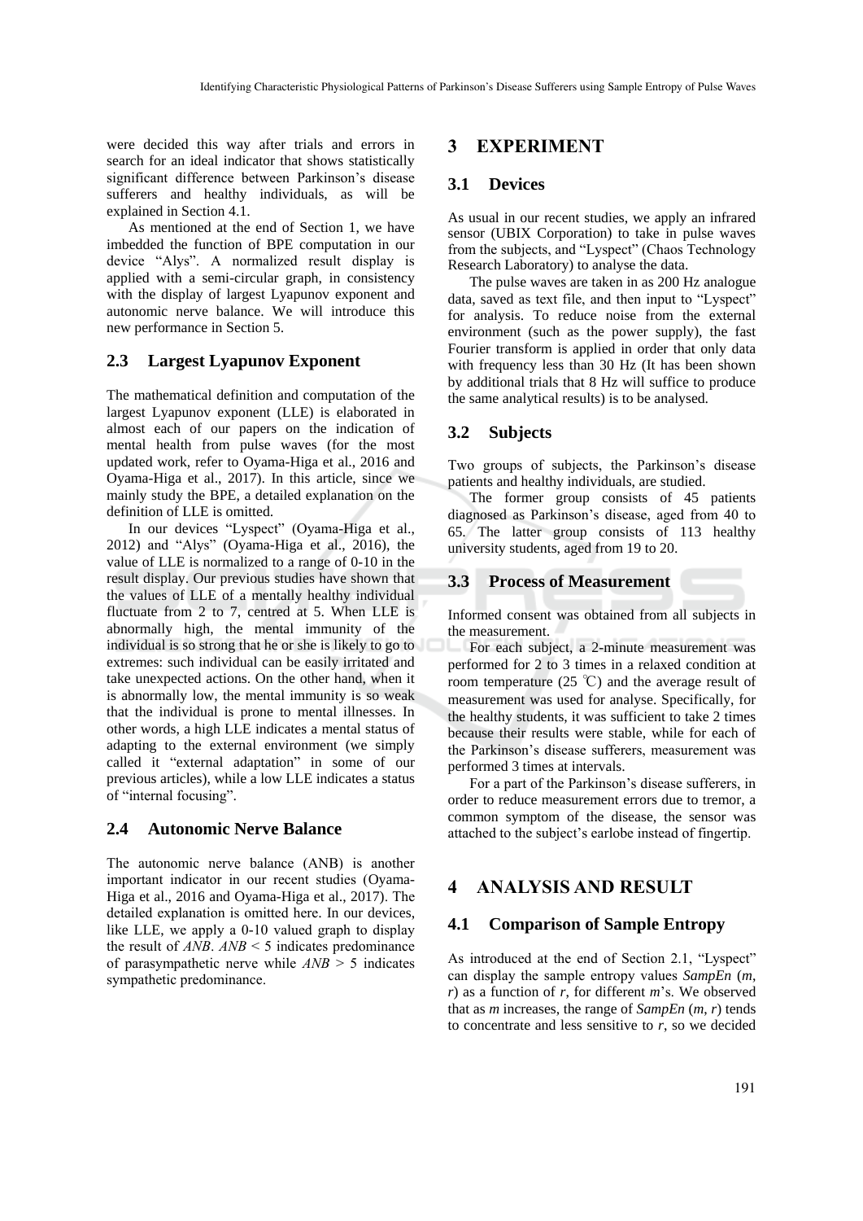were decided this way after trials and errors in search for an ideal indicator that shows statistically significant difference between Parkinson's disease sufferers and healthy individuals, as will be explained in Section 4.1.

As mentioned at the end of Section 1, we have imbedded the function of BPE computation in our device "Alys". A normalized result display is applied with a semi-circular graph, in consistency with the display of largest Lyapunov exponent and autonomic nerve balance. We will introduce this new performance in Section 5.

### 2.3 Largest Lyapunov Exponent

The mathematical definition and computation of the largest Lyapunov exponent (LLE) is elaborated in almost each of our papers on the indication of mental health from pulse waves (for the most updated work, refer to Oyama-Higa et al., 2016 and Oyama-Higa et al., 2017). In this article, since we mainly study the BPE, a detailed explanation on the definition of LLE is omitted.

In our devices "Lyspect" (Oyama-Higa et al., 2012) and "Alys" (Oyama-Higa et al., 2016), the value of LLE is normalized to a range of 0-10 in the result display. Our previous studies have shown that the values of LLE of a mentally healthy individual fluctuate from 2 to 7, centred at 5. When LLE is abnormally high, the mental immunity of the individual is so strong that he or she is likely to go to extremes: such individual can be easily irritated and take unexpected actions. On the other hand, when it is abnormally low, the mental immunity is so weak that the individual is prone to mental illnesses. In other words, a high LLE indicates a mental status of adapting to the external environment (we simply called it "external adaptation" in some of our previous articles), while a low LLE indicates a status of "internal focusing".

### 2.4 Autonomic Nerve Balance

The autonomic nerve balance (ANB) is another important indicator in our recent studies (Oyama-Higa et al., 2016 and Oyama-Higa et al., 2017). The detailed explanation is omitted here. In our devices, like LLE, we apply a 0-10 valued graph to display the result of $ANB$. $ANB < 5$ indicates predominance of parasympathetic nerve while $ANB > 5$ indicates sympathetic predominance.

## 3 EXPERIMENT

### 3.1 Devices

As usual in our recent studies, we apply an infrared sensor (UBIX Corporation) to take in pulse waves from the subjects, and "Lyspect" (Chaos Technology Research Laboratory) to analyse the data.

The pulse waves are taken in as 200 Hz analogue data, saved as text file, and then input to "Lyspect" for analysis. To reduce noise from the external environment (such as the power supply), the fast Fourier transform is applied in order that only data with frequency less than 30 Hz (It has been shown by additional trials that 8 Hz will suffice to produce the same analytical results) is to be analysed.

### 3.2 Subjects

Two groups of subjects, the Parkinson's disease patients and healthy individuals, are studied.

The former group consists of 45 patients diagnosed as Parkinson's disease, aged from 40 to 65. The latter group consists of 113 healthy university students, aged from 19 to 20.

### 3.3 Process of Measurement

Informed consent was obtained from all subjects in the measurement.

For each subject, a 2-minute measurement was performed for 2 to 3 times in a relaxed condition at room temperature (25 ℃) and the average result of measurement was used for analyse. Specifically, for the healthy students, it was sufficient to take 2 times because their results were stable, while for each of the Parkinson's disease sufferers, measurement was performed 3 times at intervals.

For a part of the Parkinson's disease sufferers, in order to reduce measurement errors due to tremor, a common symptom of the disease, the sensor was attached to the subject's earlobe instead of fingertip.

## 4 ANALYSIS AND RESULT

### 4.1 Comparison of Sample Entropy

As introduced at the end of Section 2.1, "Lyspect" can display the sample entropy values $SampEn(m, r)$ as a function of $r$, for different $m$'s. We observed that as $m$ increases, the range of $SampEn(m, r)$ tends to concentrate and less sensitive to $r$, so we decided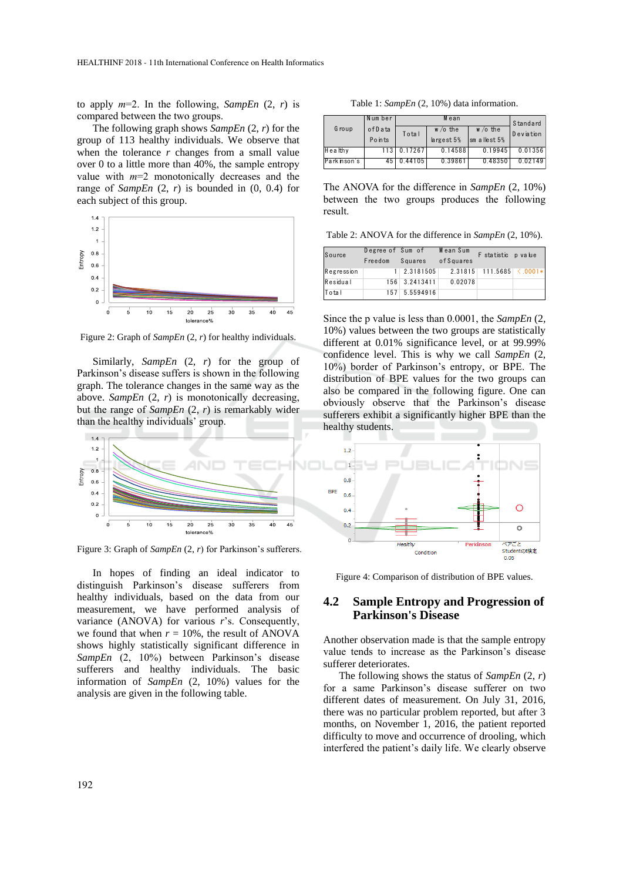to apply $m$=2. In the following, *SampEn* (2, $r$) is compared between the two groups.

The following graph shows *SampEn* (2, $r$) for the group of 113 healthy individuals. We observe that when the tolerance $r$ changes from a small value over 0 to a little more than 40%, the sample entropy value with $m$=2 monotonically decreases and the range of *SampEn* (2, $r$) is bounded in (0, 0.4) for each subject of this group.

1.4
1.2
1
0.8
0.6
0.4
0.2
0
Entropy
0 5 10 15 20 25 30 35 40 45
tolerance%

Figure 2: Graph of *SampEn* (2, $r$) for healthy individuals.

Similarly, *SampEn* (2, $r$) for the group of Parkinson's disease suffers is shown in the following graph. The tolerance changes in the same way as the above. *SampEn* (2, $r$) is monotonically decreasing, but the range of *SampEn* (2, $r$) is remarkably wider than the healthy individuals' group.

1.4
1.2
1
0.8
0.6
0.4
0.2
0
Entropy
0 5 10 15 20 25 30 35 40 45
tolerance%

Figure 3: Graph of *SampEn* (2, $r$) for Parkinson's sufferers.

In hopes of finding an ideal indicator to distinguish Parkinson's disease sufferers from healthy individuals, based on the data from our measurement, we have performed analysis of variance (ANOVA) for various $r$'s. Consequently, we found that when $r$ = 10%, the result of ANOVA shows highly statistically significant difference in *SampEn* (2, 10%) between Parkinson's disease sufferers and healthy individuals. The basic information of *SampEn* (2, 10%) values for the analysis are given in the following table.

Table 1: *SampEn* (2, 10%) data information.

| Group | Number of Data Points | Mean | | | Standard Deviation |
|---|---|---|---|---|---|
| | | Total | w/o the largest 5% | w/o the smallest 5% | |
| Healthy | 113 | 0.17267 | 0.14588 | 0.19945 | 0.01356 |
| Parkinson's | 45 | 0.44105 | 0.39861 | 0.48350 | 0.02149 |

The ANOVA for the difference in *SampEn* (2, 10%) between the two groups produces the following result.

Table 2: ANOVA for the difference in *SampEn* (2, 10%).

| Source | Degree of Freedom | Sum of Squares | Mean Sum of Squares | F statistic | p value |
|---|---|---|---|---|---|
| Regression | 1 | 2.3181505 | 2.31815 | 111.5685 | <.0001* |
| Residual | 156 | 3.2413411 | 0.02078 | | |
| Total | 157 | 5.5594916 | | | |

Since the p value is less than 0.0001, the *SampEn* (2, 10%) values between the two groups are statistically different at 0.01% significance level, or at 99.99% confidence level. This is why we call *SampEn* (2, 10%) border of Parkinson's entropy, or BPE. The distribution of BPE values for the two groups can also be compared in the following figure. One can obviously observe that the Parkinson's disease sufferers exhibit a significantly higher BPE than the healthy students.

1.2
1
0.8
0.6
0.4
0.2
0
BPE
Healthy
Perkinson
Condition
ペアごと
Studentのt検定
0.05

Figure 4: Comparison of distribution of BPE values.

## 4.2 Sample Entropy and Progression of Parkinson's Disease

Another observation made is that the sample entropy value tends to increase as the Parkinson's disease sufferer deteriorates.

The following shows the status of *SampEn* (2, $r$) for a same Parkinson's disease sufferer on two different dates of measurement. On July 31, 2016, there was no particular problem reported, but after 3 months, on November 1, 2016, the patient reported difficulty to move and occurrence of drooling, which interfered the patient's daily life. We clearly observe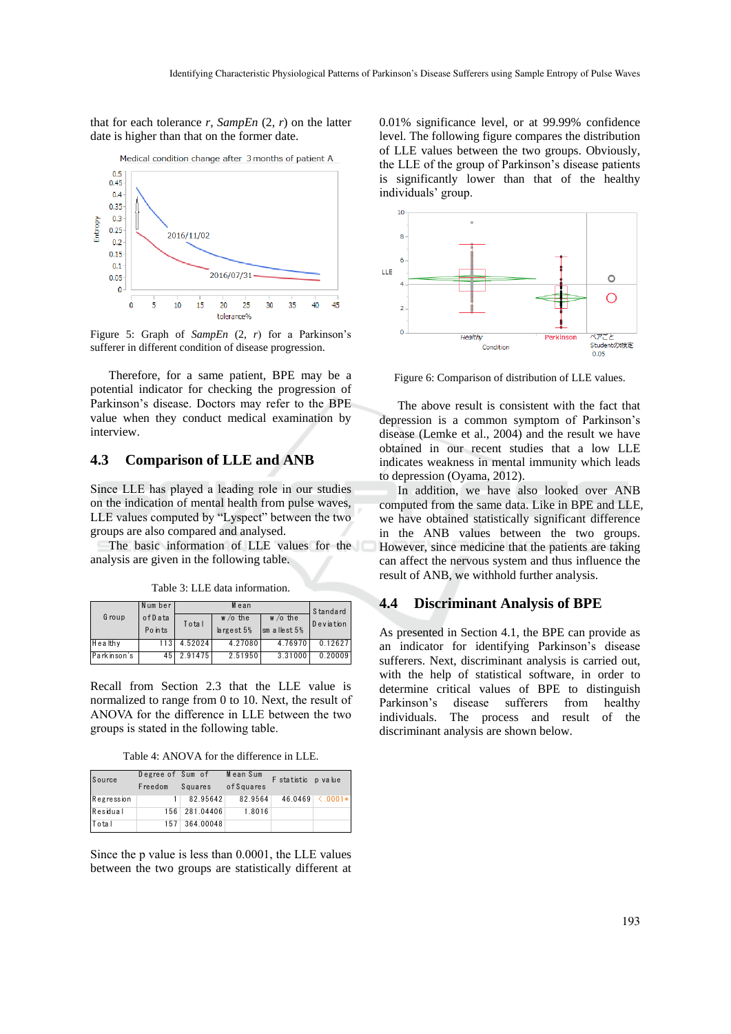that for each tolerance $r$, *SampEn* (2, $r$) on the latter date is higher than that on the former date.

Medical condition change after 3 months of patient A

Entropy

0.5
0.45
0.4
0.35
0.3
0.25
0.2
0.15
0.1
0.05
0

2016/11/02
2016/07/31

0 5 10 15 20 25 30 35 40 45

tolerance%

Figure 5: Graph of *SampEn* (2, $r$) for a Parkinson's sufferer in different condition of disease progression.

Therefore, for a same patient, BPE may be a potential indicator for checking the progression of Parkinson's disease. Doctors may refer to the BPE value when they conduct medical examination by interview.

## 4.3 Comparison of LLE and ANB

Since LLE has played a leading role in our studies on the indication of mental health from pulse waves, LLE values computed by "Lyspect" between the two groups are also compared and analysed.

The basic information of LLE values for the analysis are given in the following table.

Table 3: LLE data information.

| Group | Number of Data Points | Mean | | | Standard Deviation |
|---|---|---|---|---|---|
| | | Total | w/o the largest 5% | w/o the smallest 5% | |
| Healthy | 113 | 4.52024 | 4.27080 | 4.76970 | 0.12627 |
| Parkinson's | 45 | 2.91475 | 2.51950 | 3.31000 | 0.20009 |

Recall from Section 2.3 that the LLE value is normalized to range from 0 to 10. Next, the result of ANOVA for the difference in LLE between the two groups is stated in the following table.

Table 4: ANOVA for the difference in LLE.

| Source | Degree of Freedom | Sum of Squares | Mean Sum of Squares | F statistic | p value |
|---|---|---|---|---|---|
| Regression | 1 | 82.95642 | 82.9564 | 46.0469 | <.0001* |
| Residual | 156 | 281.04406 | 1.8016 | | |
| Total | 157 | 364.00048 | | | |

Since the p value is less than 0.0001, the LLE values between the two groups are statistically different at 0.01% significance level, or at 99.99% confidence level. The following figure compares the distribution of LLE values between the two groups. Obviously, the LLE of the group of Parkinson's disease patients is significantly lower than that of the healthy individuals' group.

LLE

10
8
6
4
2
0

Healthy
Perkinson
Condition

ペアごと
Studentのt検定
0.05

Figure 6: Comparison of distribution of LLE values.

The above result is consistent with the fact that depression is a common symptom of Parkinson's disease (Lemke et al., 2004) and the result we have obtained in our recent studies that a low LLE indicates weakness in mental immunity which leads to depression (Oyama, 2012).

In addition, we have also looked over ANB computed from the same data. Like in BPE and LLE, we have obtained statistically significant difference in the ANB values between the two groups. However, since medicine that the patients are taking can affect the nervous system and thus influence the result of ANB, we withhold further analysis.

## 4.4 Discriminant Analysis of BPE

As presented in Section 4.1, the BPE can provide as an indicator for identifying Parkinson's disease sufferers. Next, discriminant analysis is carried out, with the help of statistical software, in order to determine critical values of BPE to distinguish Parkinson's disease sufferers from healthy individuals. The process and result of the discriminant analysis are shown below.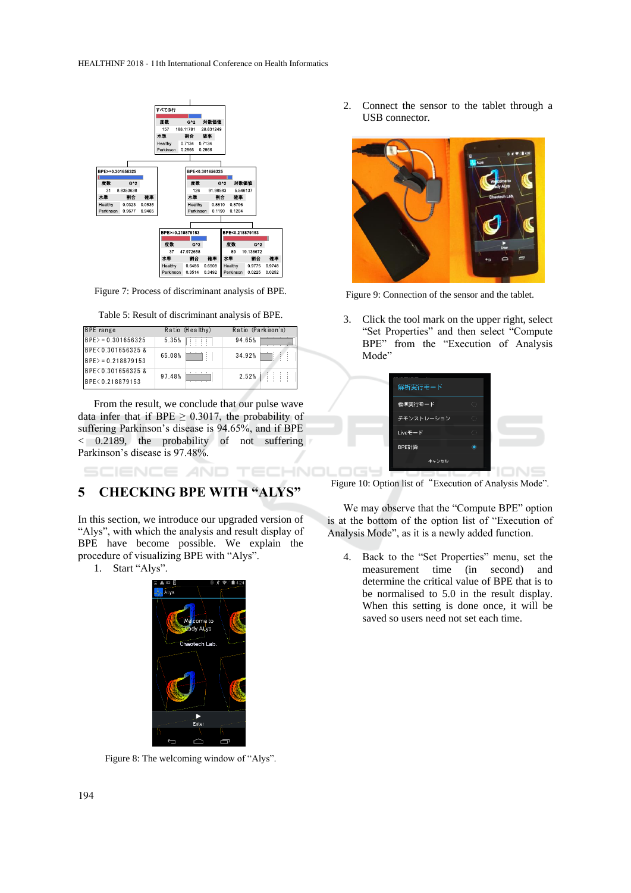Figure 7: Process of discriminant analysis of BPE.

Table 5: Result of discriminant analysis of BPE.

| BPE range | Ratio (Healthy) | Ratio (Parkinson's) |
|---|---|---|
| BPE>=0.301656325 | 5.35% | 94.65% |
| BPE<0.301656325 & BPE>=0.218879153 | 65.08% | 34.92% |
| BPE<0.301656325 & BPE<0.218879153 | 97.48% | 2.52% |

From the result, we conclude that our pulse wave data infer that if BPE $\geq$ 0.3017, the probability of suffering Parkinson's disease is 94.65%, and if BPE $<$ 0.2189, the probability of not suffering Parkinson's disease is 97.48%.

## 5 CHECKING BPE WITH "ALYS"

In this section, we introduce our upgraded version of "Alys", with which the analysis and result display of BPE have become possible. We explain the procedure of visualizing BPE with "Alys".

1. Start "Alys".

Figure 8: The welcoming window of "Alys".

2. Connect the sensor to the tablet through a USB connector.

Figure 9: Connection of the sensor and the tablet.

3. Click the tool mark on the upper right, select "Set Properties" and then select "Compute BPE" from the "Execution of Analysis Mode"

Figure 10: Option list of "Execution of Analysis Mode".

We may observe that the "Compute BPE" option is at the bottom of the option list of "Execution of Analysis Mode", as it is a newly added function.

4. Back to the "Set Properties" menu, set the measurement time (in second) and determine the critical value of BPE that is to be normalised to 5.0 in the result display. When this setting is done once, it will be saved so users need not set each time.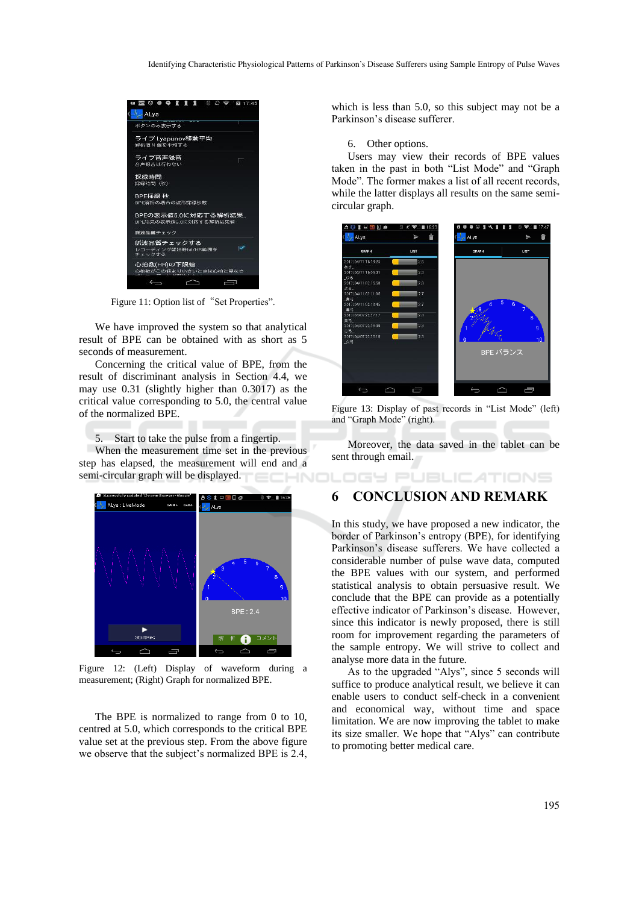Figure 11: Option list of "Set Properties".

We have improved the system so that analytical result of BPE can be obtained with as short as 5 seconds of measurement.

Concerning the critical value of BPE, from the result of discriminant analysis in Section 4.4, we may use 0.31 (slightly higher than 0.3017) as the critical value corresponding to 5.0, the central value of the normalized BPE.

5. Start to take the pulse from a fingertip.

When the measurement time set in the previous step has elapsed, the measurement will end and a semi-circular graph will be displayed.

Figure 12: (Left) Display of waveform during a measurement; (Right) Graph for normalized BPE.

The BPE is normalized to range from 0 to 10, centred at 5.0, which corresponds to the critical BPE value set at the previous step. From the above figure we observe that the subject's normalized BPE is 2.4, which is less than 5.0, so this subject may not be a Parkinson's disease sufferer.

6. Other options.

Users may view their records of BPE values taken in the past in both "List Mode" and "Graph Mode". The former makes a list of all recent records, while the latter displays all results on the same semi-circular graph.

Figure 13: Display of past records in "List Mode" (left) and "Graph Mode" (right).

Moreover, the data saved in the tablet can be sent through email.

## 6 CONCLUSION AND REMARK

In this study, we have proposed a new indicator, the border of Parkinson's entropy (BPE), for identifying Parkinson's disease sufferers. We have collected a considerable number of pulse wave data, computed the BPE values with our system, and performed statistical analysis to obtain persuasive result. We conclude that the BPE can provide as a potentially effective indicator of Parkinson's disease. However, since this indicator is newly proposed, there is still room for improvement regarding the parameters of the sample entropy. We will strive to collect and analyse more data in the future.

As to the upgraded "Alys", since 5 seconds will suffice to produce analytical result, we believe it can enable users to conduct self-check in a convenient and economical way, without time and space limitation. We are now improving the tablet to make its size smaller. We hope that "Alys" can contribute to promoting better medical care.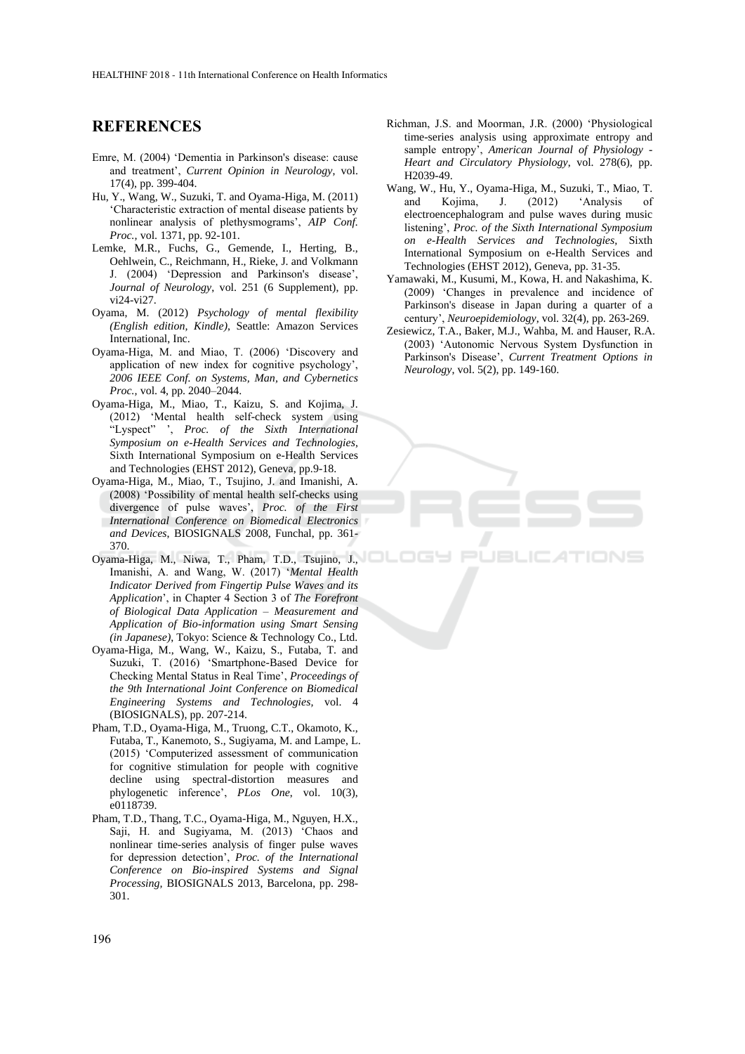## REFERENCES

Emre, M. (2004) 'Dementia in Parkinson's disease: cause and treatment', *Current Opinion in Neurology*, vol. 17(4), pp. 399-404.

Hu, Y., Wang, W., Suzuki, T. and Oyama-Higa, M. (2011) 'Characteristic extraction of mental disease patients by nonlinear analysis of plethysmograms', *AIP Conf. Proc.*, vol. 1371, pp. 92-101.

Lemke, M.R., Fuchs, G., Gemende, I., Herting, B., Oehlwein, C., Reichmann, H., Rieke, J. and Volkmann J. (2004) 'Depression and Parkinson's disease', *Journal of Neurology*, vol. 251 (6 Supplement), pp. vi24-vi27.

Oyama, M. (2012) *Psychology of mental flexibility (English edition, Kindle)*, Seattle: Amazon Services International, Inc.

Oyama-Higa, M. and Miao, T. (2006) 'Discovery and application of new index for cognitive psychology', *2006 IEEE Conf. on Systems, Man, and Cybernetics Proc.*, vol. 4, pp. 2040–2044.

Oyama-Higa, M., Miao, T., Kaizu, S. and Kojima, J. (2012) 'Mental health self-check system using "Lyspect" ', *Proc. of the Sixth International Symposium on e-Health Services and Technologies*, Sixth International Symposium on e-Health Services and Technologies (EHST 2012), Geneva, pp.9-18.

Oyama-Higa, M., Miao, T., Tsujino, J. and Imanishi, A. (2008) 'Possibility of mental health self-checks using divergence of pulse waves', *Proc. of the First International Conference on Biomedical Electronics and Devices*, BIOSIGNALS 2008, Funchal, pp. 361-370.

Oyama-Higa, M., Niwa, T., Pham, T.D., Tsujino, J., Imanishi, A. and Wang, W. (2017) '*Mental Health Indicator Derived from Fingertip Pulse Waves and its Application*', in Chapter 4 Section 3 of *The Forefront of Biological Data Application – Measurement and Application of Bio-information using Smart Sensing (in Japanese)*, Tokyo: Science & Technology Co., Ltd.

Oyama-Higa, M., Wang, W., Kaizu, S., Futaba, T. and Suzuki, T. (2016) 'Smartphone-Based Device for Checking Mental Status in Real Time', *Proceedings of the 9th International Joint Conference on Biomedical Engineering Systems and Technologies*, vol. 4 (BIOSIGNALS), pp. 207-214.

Pham, T.D., Oyama-Higa, M., Truong, C.T., Okamoto, K., Futaba, T., Kanemoto, S., Sugiyama, M. and Lampe, L. (2015) 'Computerized assessment of communication for cognitive stimulation for people with cognitive decline using spectral-distortion measures and phylogenetic inference', *PLos One*, vol. 10(3), e0118739.

Pham, T.D., Thang, T.C., Oyama-Higa, M., Nguyen, H.X., Saji, H. and Sugiyama, M. (2013) 'Chaos and nonlinear time-series analysis of finger pulse waves for depression detection', *Proc. of the International Conference on Bio-inspired Systems and Signal Processing*, BIOSIGNALS 2013, Barcelona, pp. 298-301.

Richman, J.S. and Moorman, J.R. (2000) 'Physiological time-series analysis using approximate entropy and sample entropy', *American Journal of Physiology - Heart and Circulatory Physiology*, vol. 278(6), pp. H2039-49.

Wang, W., Hu, Y., Oyama-Higa, M., Suzuki, T., Miao, T. and Kojima, J. (2012) 'Analysis of electroencephalogram and pulse waves during music listening', *Proc. of the Sixth International Symposium on e-Health Services and Technologies*, Sixth International Symposium on e-Health Services and Technologies (EHST 2012), Geneva, pp. 31-35.

Yamawaki, M., Kusumi, M., Kowa, H. and Nakashima, K. (2009) 'Changes in prevalence and incidence of Parkinson's disease in Japan during a quarter of a century', *Neuroepidemiology*, vol. 32(4), pp. 263-269.

Zesiewicz, T.A., Baker, M.J., Wahba, M. and Hauser, R.A. (2003) 'Autonomic Nervous System Dysfunction in Parkinson's Disease', *Current Treatment Options in Neurology*, vol. 5(2), pp. 149-160.